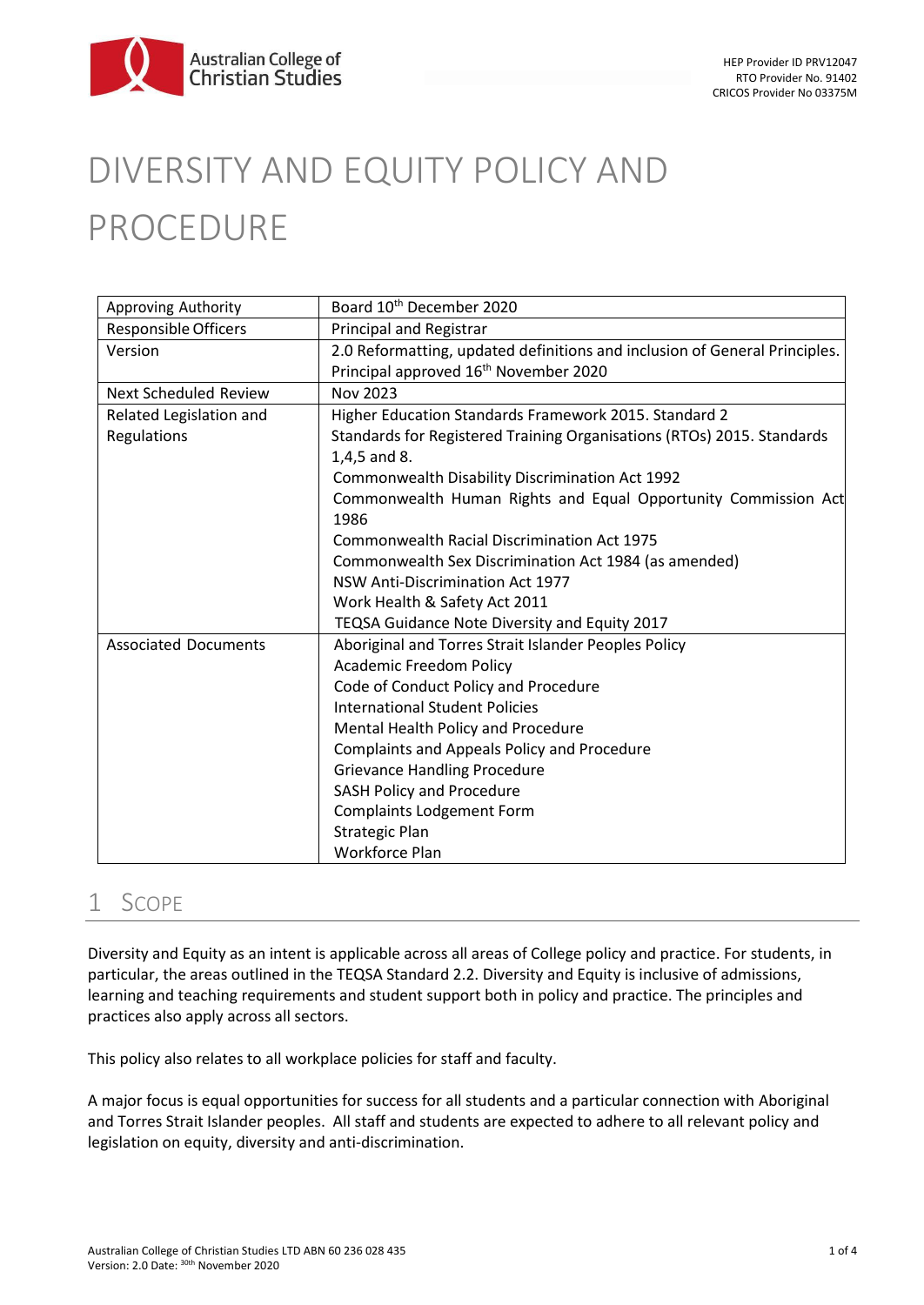# DIVERSITY AND EQUITY POLICY AND PROCEDURE

| | |
|---|---|
| Approving Authority | Board 10th December 2020 |
| Responsible Officers | Principal and Registrar |
| Version | 2.0 Reformatting, updated definitions and inclusion of General Principles. Principal approved 16th November 2020 |
| Next Scheduled Review | Nov 2023 |
| Related Legislation and Regulations | Higher Education Standards Framework 2015. Standard 2<br>Standards for Registered Training Organisations (RTOs) 2015. Standards 1,4,5 and 8.<br>Commonwealth Disability Discrimination Act 1992<br>Commonwealth Human Rights and Equal Opportunity Commission Act 1986<br>Commonwealth Racial Discrimination Act 1975<br>Commonwealth Sex Discrimination Act 1984 (as amended)<br>NSW Anti-Discrimination Act 1977<br>Work Health & Safety Act 2011<br>TEQSA Guidance Note Diversity and Equity 2017 |
| Associated Documents | Aboriginal and Torres Strait Islander Peoples Policy<br>Academic Freedom Policy<br>Code of Conduct Policy and Procedure<br>International Student Policies<br>Mental Health Policy and Procedure<br>Complaints and Appeals Policy and Procedure<br>Grievance Handling Procedure<br>SASH Policy and Procedure<br>Complaints Lodgement Form<br>Strategic Plan<br>Workforce Plan |

## 1 Scope

Diversity and Equity as an intent is applicable across all areas of College policy and practice. For students, in particular, the areas outlined in the TEQSA Standard 2.2. Diversity and Equity is inclusive of admissions, learning and teaching requirements and student support both in policy and practice. The principles and practices also apply across all sectors.

This policy also relates to all workplace policies for staff and faculty.

A major focus is equal opportunities for success for all students and a particular connection with Aboriginal and Torres Strait Islander peoples. All staff and students are expected to adhere to all relevant policy and legislation on equity, diversity and anti-discrimination.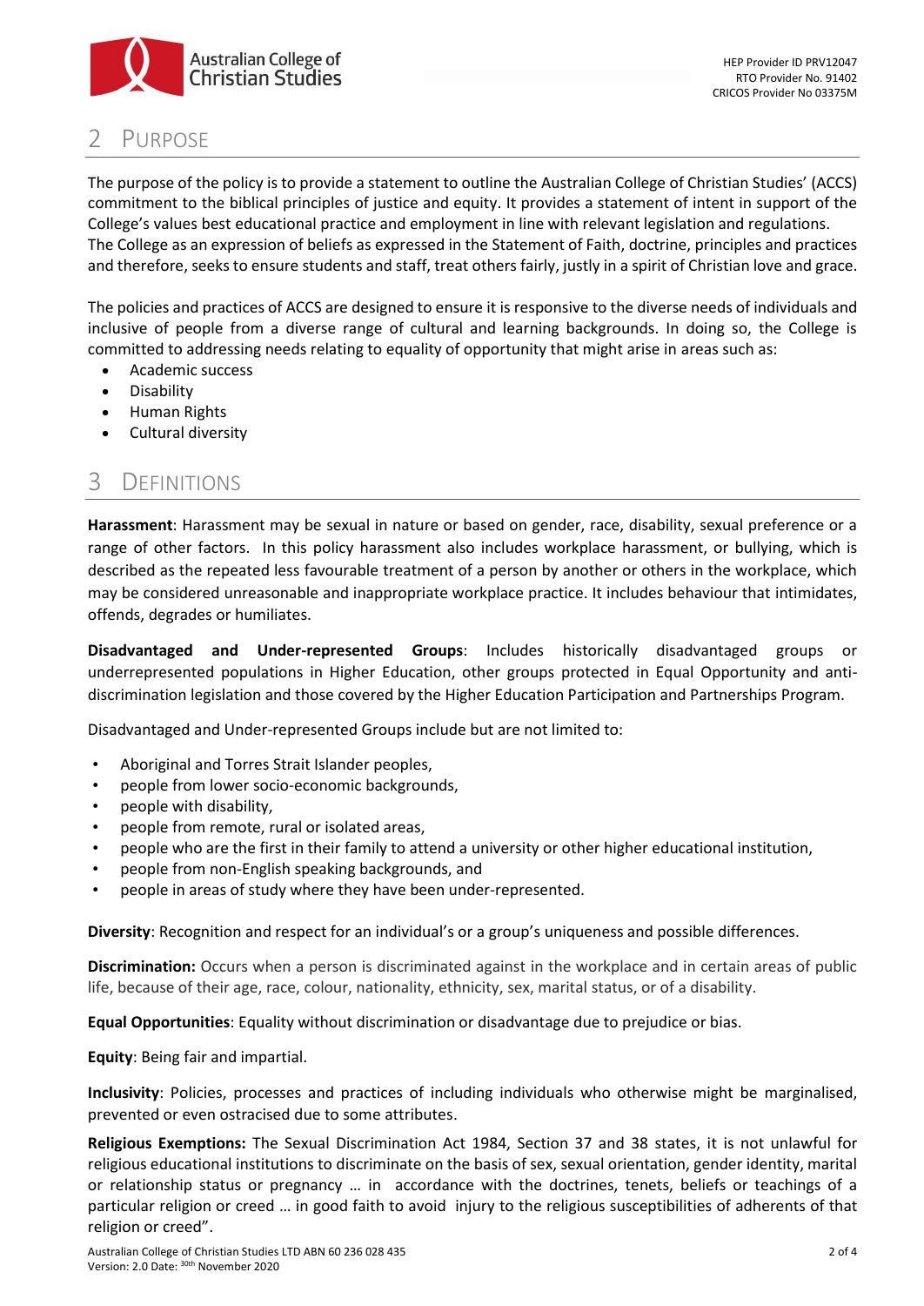## 2 Purpose

The purpose of the policy is to provide a statement to outline the Australian College of Christian Studies' (ACCS) commitment to the biblical principles of justice and equity. It provides a statement of intent in support of the College's values best educational practice and employment in line with relevant legislation and regulations. The College as an expression of beliefs as expressed in the Statement of Faith, doctrine, principles and practices and therefore, seeks to ensure students and staff, treat others fairly, justly in a spirit of Christian love and grace.

The policies and practices of ACCS are designed to ensure it is responsive to the diverse needs of individuals and inclusive of people from a diverse range of cultural and learning backgrounds. In doing so, the College is committed to addressing needs relating to equality of opportunity that might arise in areas such as:

- Academic success
- Disability
- Human Rights
- Cultural diversity

## 3 Definitions

**Harassment**: Harassment may be sexual in nature or based on gender, race, disability, sexual preference or a range of other factors. In this policy harassment also includes workplace harassment, or bullying, which is described as the repeated less favourable treatment of a person by another or others in the workplace, which may be considered unreasonable and inappropriate workplace practice. It includes behaviour that intimidates, offends, degrades or humiliates.

**Disadvantaged and Under-represented Groups**: Includes historically disadvantaged groups or underrepresented populations in Higher Education, other groups protected in Equal Opportunity and anti-discrimination legislation and those covered by the Higher Education Participation and Partnerships Program.

Disadvantaged and Under-represented Groups include but are not limited to:

- Aboriginal and Torres Strait Islander peoples,
- people from lower socio-economic backgrounds,
- people with disability,
- people from remote, rural or isolated areas,
- people who are the first in their family to attend a university or other higher educational institution,
- people from non-English speaking backgrounds, and
- people in areas of study where they have been under-represented.

**Diversity**: Recognition and respect for an individual's or a group's uniqueness and possible differences.

**Discrimination:** Occurs when a person is discriminated against in the workplace and in certain areas of public life, because of their age, race, colour, nationality, ethnicity, sex, marital status, or of a disability.

**Equal Opportunities**: Equality without discrimination or disadvantage due to prejudice or bias.

**Equity**: Being fair and impartial.

**Inclusivity**: Policies, processes and practices of including individuals who otherwise might be marginalised, prevented or even ostracised due to some attributes.

**Religious Exemptions:** The Sexual Discrimination Act 1984, Section 37 and 38 states, it is not unlawful for religious educational institutions to discriminate on the basis of sex, sexual orientation, gender identity, marital or relationship status or pregnancy … in accordance with the doctrines, tenets, beliefs or teachings of a particular religion or creed … in good faith to avoid injury to the religious susceptibilities of adherents of that religion or creed".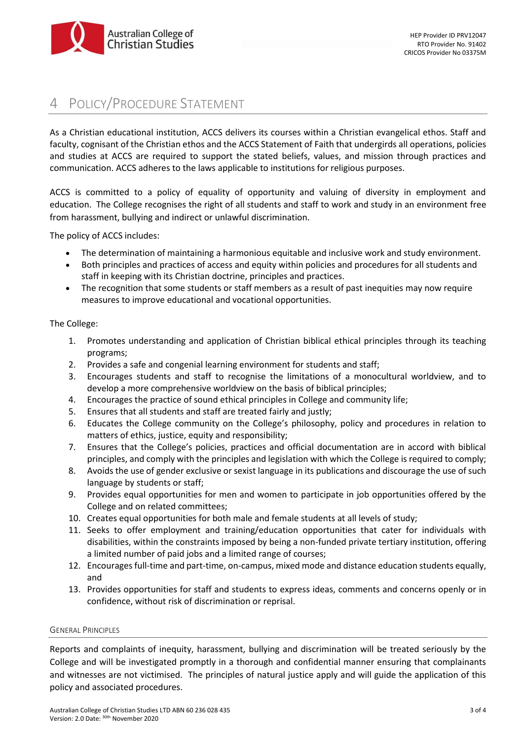# 4 Policy/Procedure Statement

As a Christian educational institution, ACCS delivers its courses within a Christian evangelical ethos. Staff and faculty, cognisant of the Christian ethos and the ACCS Statement of Faith that undergirds all operations, policies and studies at ACCS are required to support the stated beliefs, values, and mission through practices and communication. ACCS adheres to the laws applicable to institutions for religious purposes.

ACCS is committed to a policy of equality of opportunity and valuing of diversity in employment and education. The College recognises the right of all students and staff to work and study in an environment free from harassment, bullying and indirect or unlawful discrimination.

The policy of ACCS includes:

- The determination of maintaining a harmonious equitable and inclusive work and study environment.
- Both principles and practices of access and equity within policies and procedures for all students and staff in keeping with its Christian doctrine, principles and practices.
- The recognition that some students or staff members as a result of past inequities may now require measures to improve educational and vocational opportunities.

The College:

1. Promotes understanding and application of Christian biblical ethical principles through its teaching programs;
2. Provides a safe and congenial learning environment for students and staff;
3. Encourages students and staff to recognise the limitations of a monocultural worldview, and to develop a more comprehensive worldview on the basis of biblical principles;
4. Encourages the practice of sound ethical principles in College and community life;
5. Ensures that all students and staff are treated fairly and justly;
6. Educates the College community on the College's philosophy, policy and procedures in relation to matters of ethics, justice, equity and responsibility;
7. Ensures that the College's policies, practices and official documentation are in accord with biblical principles, and comply with the principles and legislation with which the College is required to comply;
8. Avoids the use of gender exclusive or sexist language in its publications and discourage the use of such language by students or staff;
9. Provides equal opportunities for men and women to participate in job opportunities offered by the College and on related committees;
10. Creates equal opportunities for both male and female students at all levels of study;
11. Seeks to offer employment and training/education opportunities that cater for individuals with disabilities, within the constraints imposed by being a non-funded private tertiary institution, offering a limited number of paid jobs and a limited range of courses;
12. Encourages full-time and part-time, on-campus, mixed mode and distance education students equally, and
13. Provides opportunities for staff and students to express ideas, comments and concerns openly or in confidence, without risk of discrimination or reprisal.

## General Principles

Reports and complaints of inequity, harassment, bullying and discrimination will be treated seriously by the College and will be investigated promptly in a thorough and confidential manner ensuring that complainants and witnesses are not victimised. The principles of natural justice apply and will guide the application of this policy and associated procedures.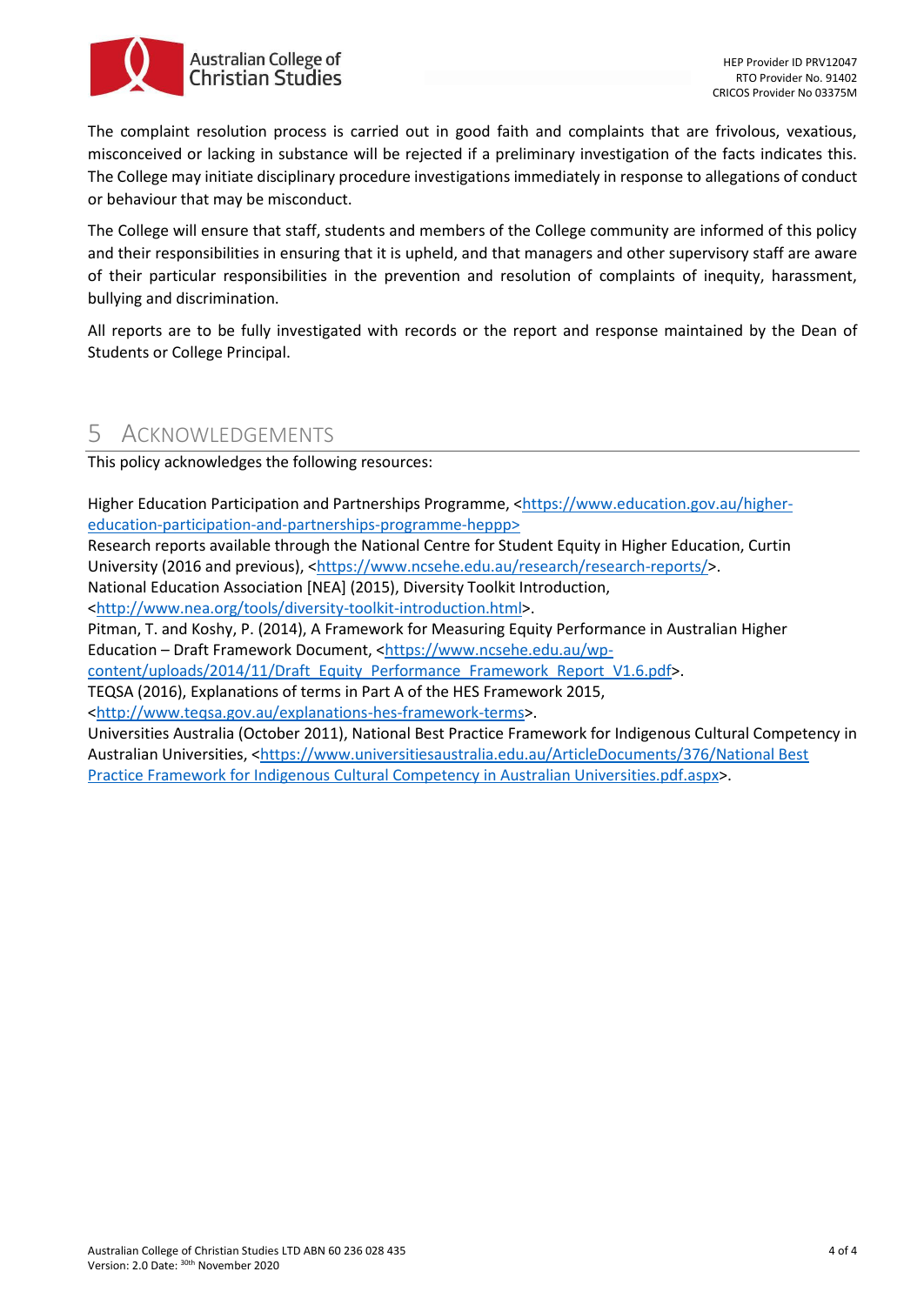The complaint resolution process is carried out in good faith and complaints that are frivolous, vexatious, misconceived or lacking in substance will be rejected if a preliminary investigation of the facts indicates this. The College may initiate disciplinary procedure investigations immediately in response to allegations of conduct or behaviour that may be misconduct.

The College will ensure that staff, students and members of the College community are informed of this policy and their responsibilities in ensuring that it is upheld, and that managers and other supervisory staff are aware of their particular responsibilities in the prevention and resolution of complaints of inequity, harassment, bullying and discrimination.

All reports are to be fully investigated with records or the report and response maintained by the Dean of Students or College Principal.

# 5 Acknowledgements

This policy acknowledges the following resources:

Higher Education Participation and Partnerships Programme, <https://www.education.gov.au/higher-education-participation-and-partnerships-programme-heppp>
Research reports available through the National Centre for Student Equity in Higher Education, Curtin University (2016 and previous), <https://www.ncsehe.edu.au/research/research-reports/>.
National Education Association [NEA] (2015), Diversity Toolkit Introduction, <http://www.nea.org/tools/diversity-toolkit-introduction.html>.
Pitman, T. and Koshy, P. (2014), A Framework for Measuring Equity Performance in Australian Higher Education – Draft Framework Document, <https://www.ncsehe.edu.au/wp-content/uploads/2014/11/Draft_Equity_Performance_Framework_Report_V1.6.pdf>.
TEQSA (2016), Explanations of terms in Part A of the HES Framework 2015, <http://www.teqsa.gov.au/explanations-hes-framework-terms>.
Universities Australia (October 2011), National Best Practice Framework for Indigenous Cultural Competency in Australian Universities, <https://www.universitiesaustralia.edu.au/ArticleDocuments/376/National Best Practice Framework for Indigenous Cultural Competency in Australian Universities.pdf.aspx>.